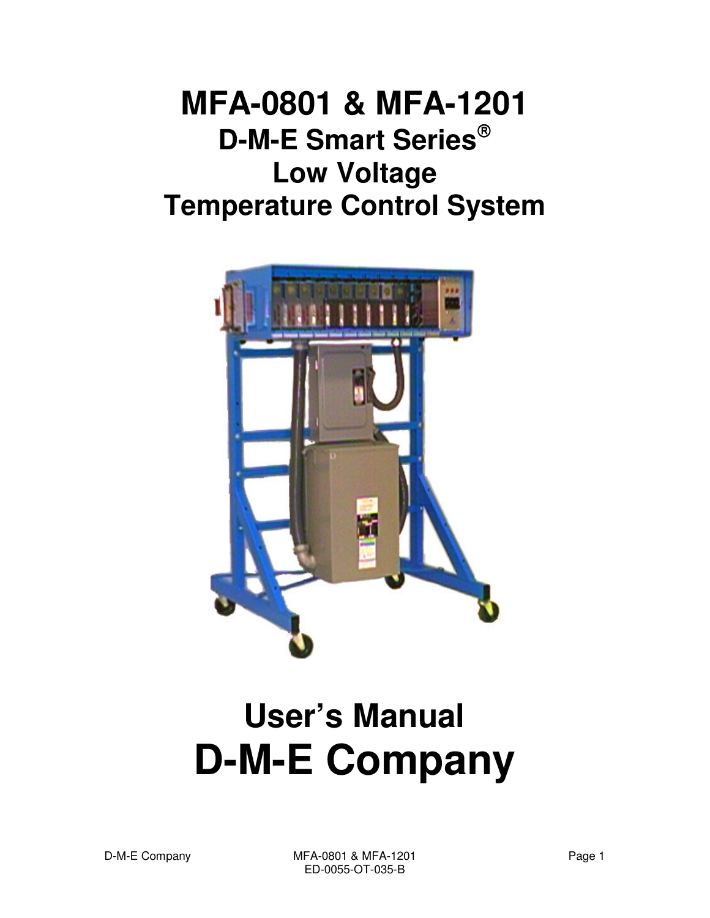# MFA-0801 & MFA-1201

## D-M-E Smart Series®

## Low Voltage

## Temperature Control System

# User's Manual

# D-M-E Company

ED-0055-OT-035-B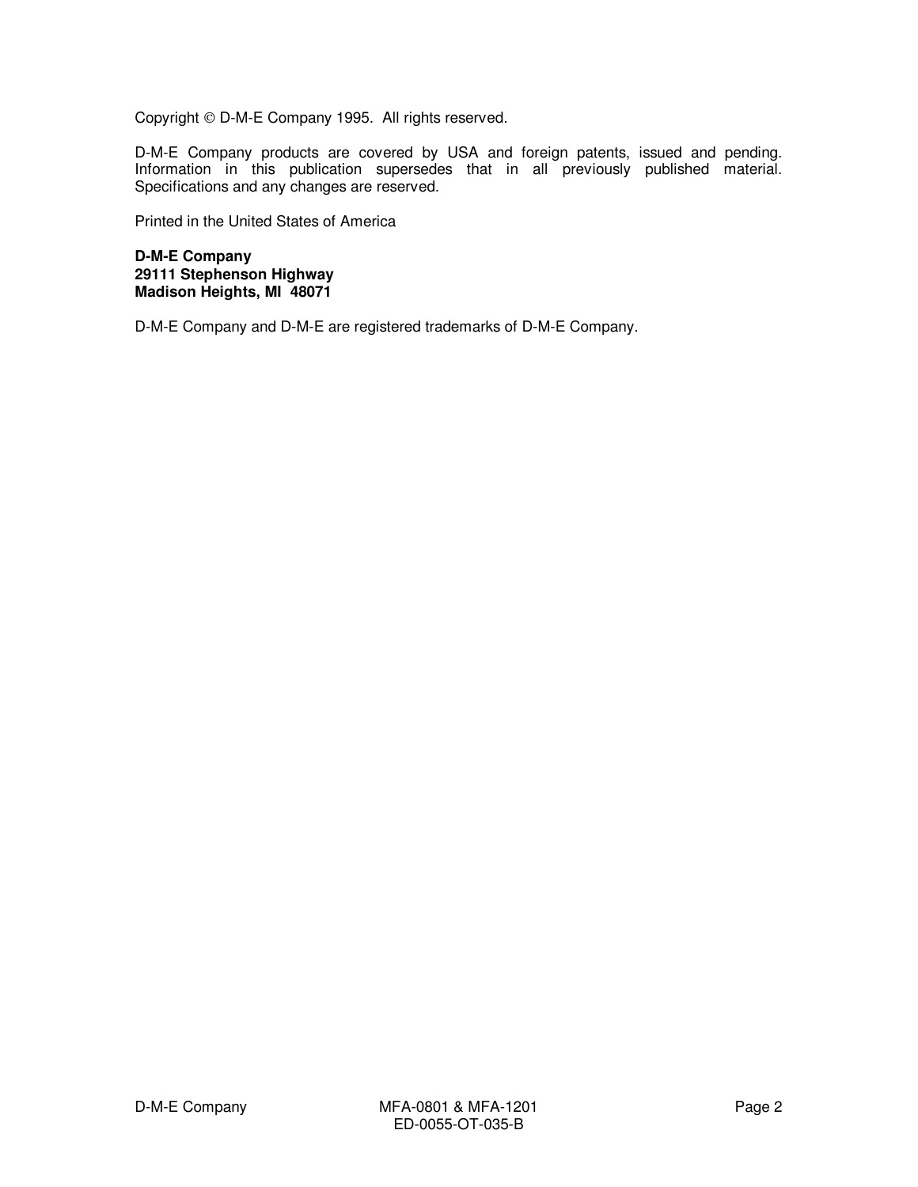Copyright © D-M-E Company 1995. All rights reserved.

D-M-E Company products are covered by USA and foreign patents, issued and pending. Information in this publication supersedes that in all previously published material. Specifications and any changes are reserved.

Printed in the United States of America

**D-M-E Company**
**29111 Stephenson Highway**
**Madison Heights, MI 48071**

D-M-E Company and D-M-E are registered trademarks of D-M-E Company.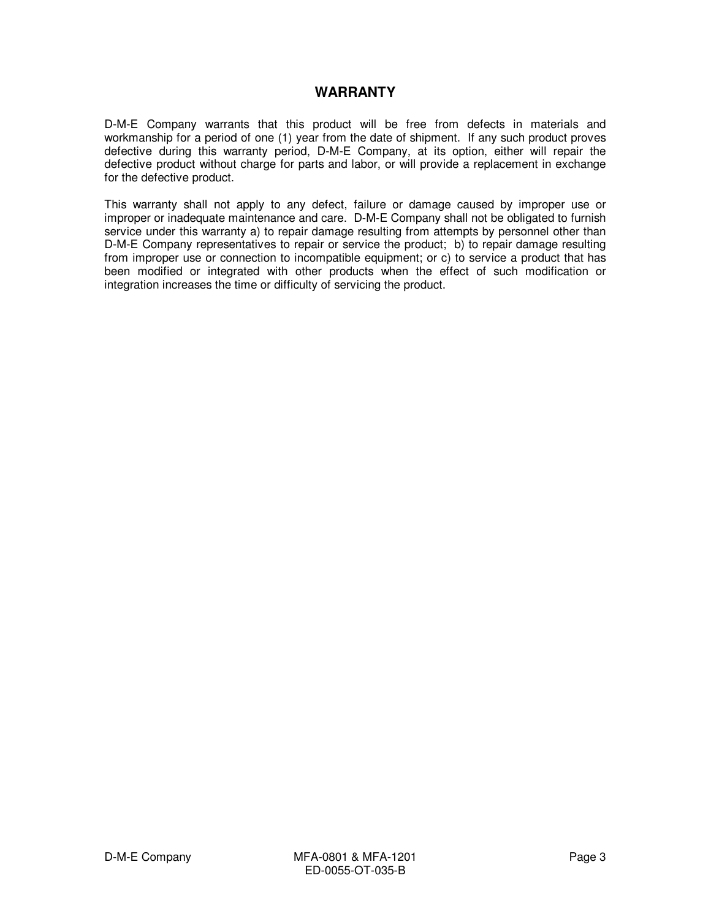# WARRANTY

D-M-E Company warrants that this product will be free from defects in materials and workmanship for a period of one (1) year from the date of shipment. If any such product proves defective during this warranty period, D-M-E Company, at its option, either will repair the defective product without charge for parts and labor, or will provide a replacement in exchange for the defective product.

This warranty shall not apply to any defect, failure or damage caused by improper use or improper or inadequate maintenance and care. D-M-E Company shall not be obligated to furnish service under this warranty a) to repair damage resulting from attempts by personnel other than D-M-E Company representatives to repair or service the product; b) to repair damage resulting from improper use or connection to incompatible equipment; or c) to service a product that has been modified or integrated with other products when the effect of such modification or integration increases the time or difficulty of servicing the product.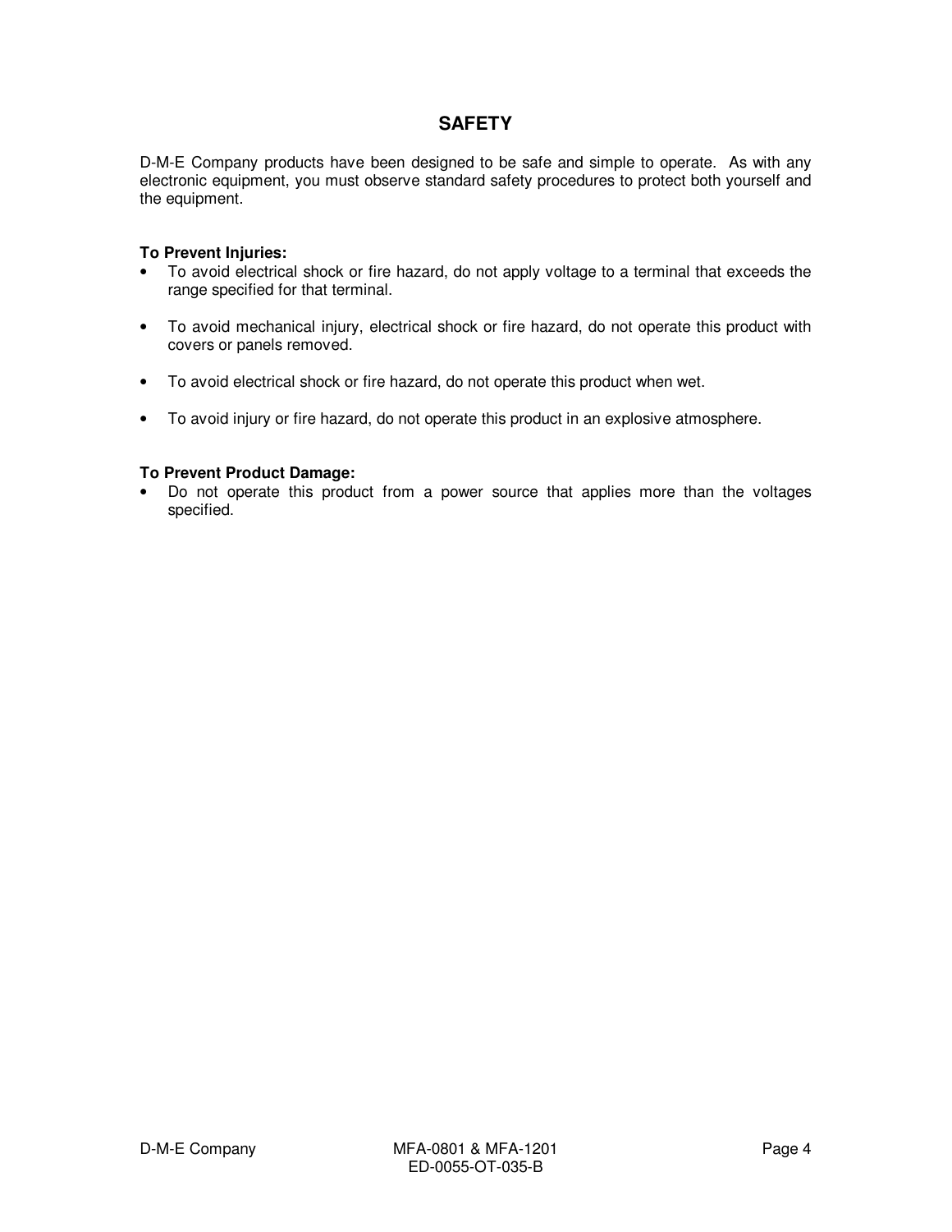# SAFETY

D-M-E Company products have been designed to be safe and simple to operate. As with any electronic equipment, you must observe standard safety procedures to protect both yourself and the equipment.

**To Prevent Injuries:**

- To avoid electrical shock or fire hazard, do not apply voltage to a terminal that exceeds the range specified for that terminal.
- To avoid mechanical injury, electrical shock or fire hazard, do not operate this product with covers or panels removed.
- To avoid electrical shock or fire hazard, do not operate this product when wet.
- To avoid injury or fire hazard, do not operate this product in an explosive atmosphere.

**To Prevent Product Damage:**

- Do not operate this product from a power source that applies more than the voltages specified.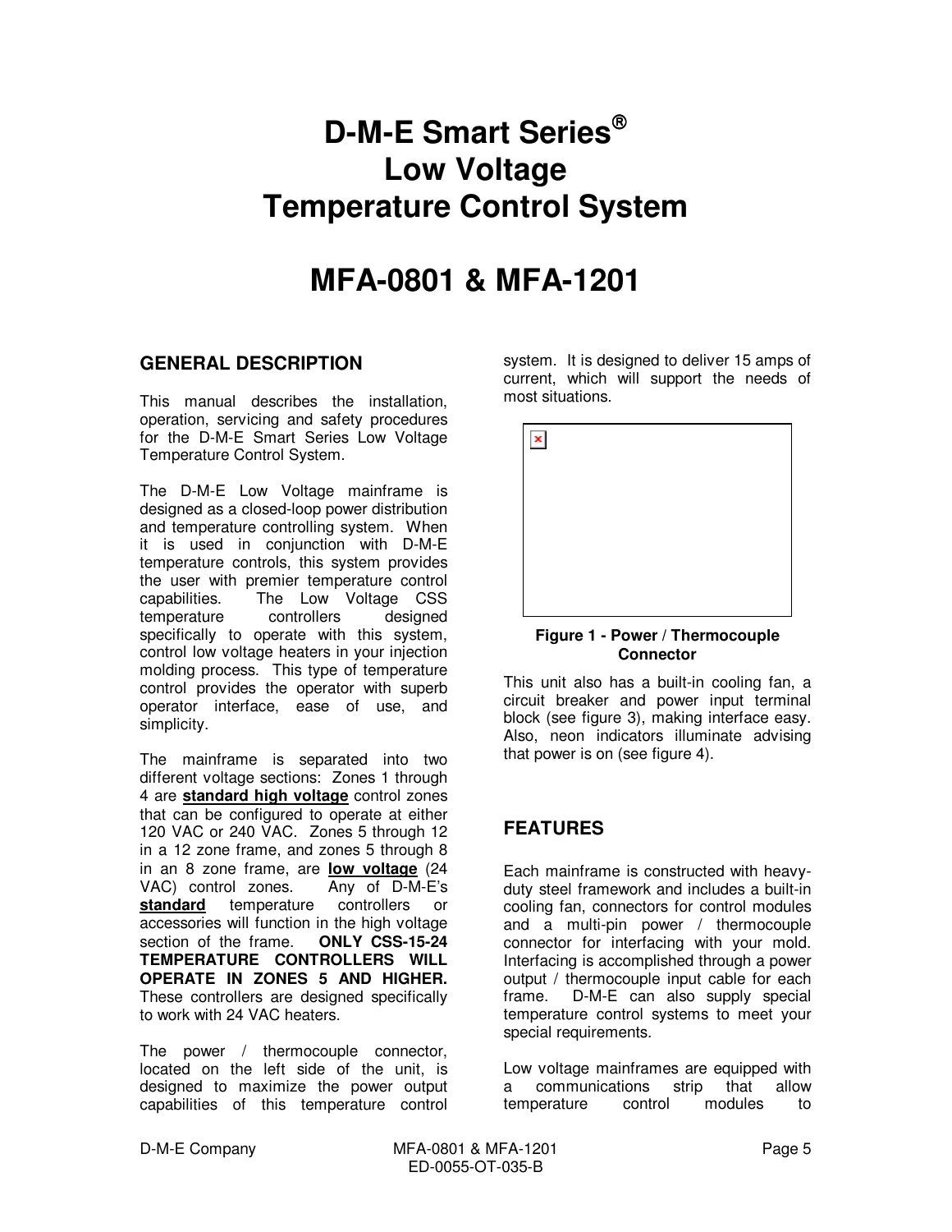# D-M-E Smart Series®
# Low Voltage
# Temperature Control System

# MFA-0801 & MFA-1201

## GENERAL DESCRIPTION

This manual describes the installation, operation, servicing and safety procedures for the D-M-E Smart Series Low Voltage Temperature Control System.

The D-M-E Low Voltage mainframe is designed as a closed-loop power distribution and temperature controlling system. When it is used in conjunction with D-M-E temperature controls, this system provides the user with premier temperature control capabilities. The Low Voltage CSS temperature controllers designed specifically to operate with this system, control low voltage heaters in your injection molding process. This type of temperature control provides the operator with superb operator interface, ease of use, and simplicity.

The mainframe is separated into two different voltage sections: Zones 1 through 4 are **standard high voltage** control zones that can be configured to operate at either 120 VAC or 240 VAC. Zones 5 through 12 in a 12 zone frame, and zones 5 through 8 in an 8 zone frame, are **low voltage** (24 VAC) control zones. Any of D-M-E's **standard** temperature controllers or accessories will function in the high voltage section of the frame. **ONLY CSS-15-24 TEMPERATURE CONTROLLERS WILL OPERATE IN ZONES 5 AND HIGHER.** These controllers are designed specifically to work with 24 VAC heaters.

The power / thermocouple connector, located on the left side of the unit, is designed to maximize the power output capabilities of this temperature control system. It is designed to deliver 15 amps of current, which will support the needs of most situations.

**Figure 1 - Power / Thermocouple Connector**

This unit also has a built-in cooling fan, a circuit breaker and power input terminal block (see figure 3), making interface easy. Also, neon indicators illuminate advising that power is on (see figure 4).

## FEATURES

Each mainframe is constructed with heavy-duty steel framework and includes a built-in cooling fan, connectors for control modules and a multi-pin power / thermocouple connector for interfacing with your mold. Interfacing is accomplished through a power output / thermocouple input cable for each frame. D-M-E can also supply special temperature control systems to meet your special requirements.

Low voltage mainframes are equipped with a communications strip that allow temperature control modules to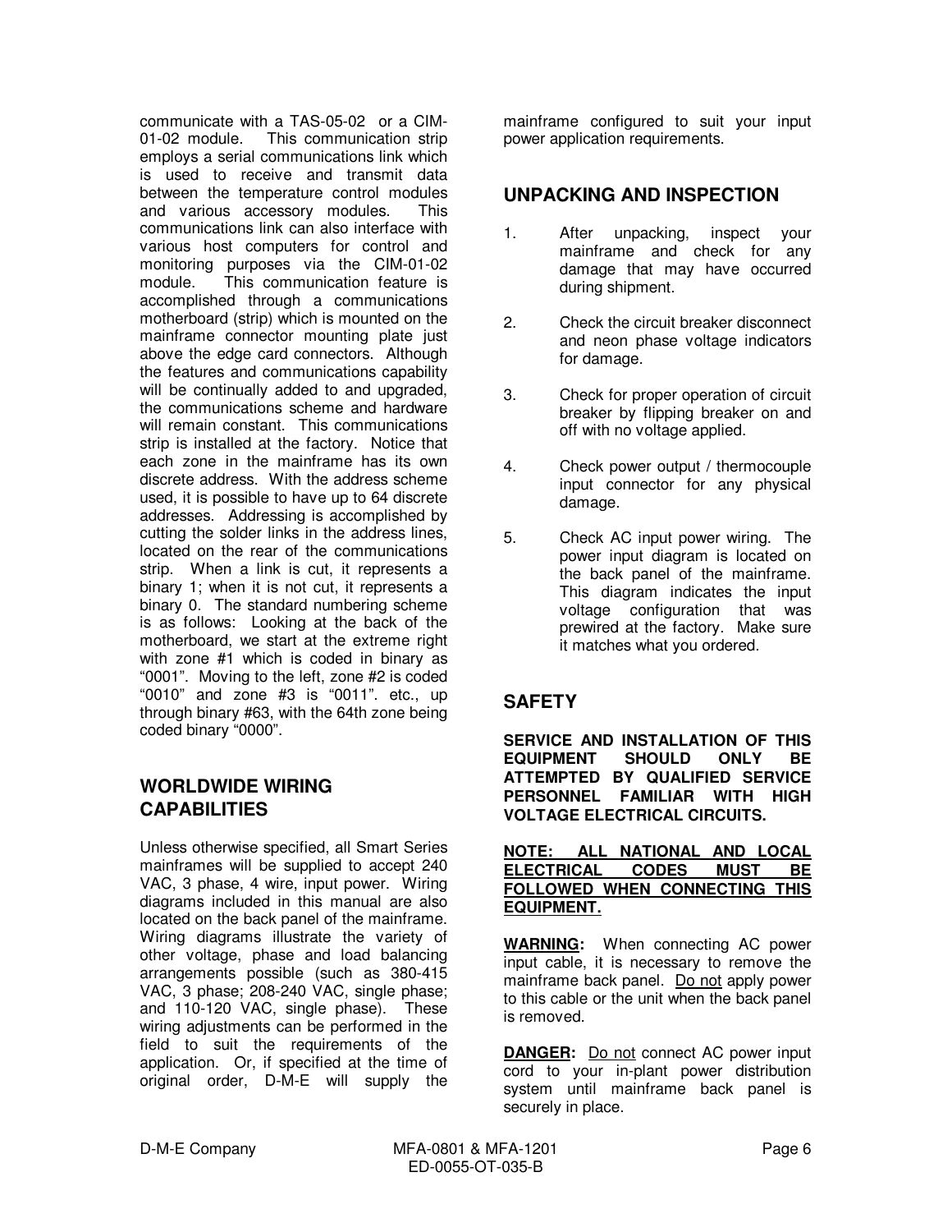communicate with a TAS-05-02 or a CIM-01-02 module. This communication strip employs a serial communications link which is used to receive and transmit data between the temperature control modules and various accessory modules. This communications link can also interface with various host computers for control and monitoring purposes via the CIM-01-02 module. This communication feature is accomplished through a communications motherboard (strip) which is mounted on the mainframe connector mounting plate just above the edge card connectors. Although the features and communications capability will be continually added to and upgraded, the communications scheme and hardware will remain constant. This communications strip is installed at the factory. Notice that each zone in the mainframe has its own discrete address. With the address scheme used, it is possible to have up to 64 discrete addresses. Addressing is accomplished by cutting the solder links in the address lines, located on the rear of the communications strip. When a link is cut, it represents a binary 1; when it is not cut, it represents a binary 0. The standard numbering scheme is as follows: Looking at the back of the motherboard, we start at the extreme right with zone #1 which is coded in binary as "0001". Moving to the left, zone #2 is coded "0010" and zone #3 is "0011". etc., up through binary #63, with the 64th zone being coded binary "0000".

## WORLDWIDE WIRING CAPABILITIES

Unless otherwise specified, all Smart Series mainframes will be supplied to accept 240 VAC, 3 phase, 4 wire, input power. Wiring diagrams included in this manual are also located on the back panel of the mainframe. Wiring diagrams illustrate the variety of other voltage, phase and load balancing arrangements possible (such as 380-415 VAC, 3 phase; 208-240 VAC, single phase; and 110-120 VAC, single phase). These wiring adjustments can be performed in the field to suit the requirements of the application. Or, if specified at the time of original order, D-M-E will supply the mainframe configured to suit your input power application requirements.

## UNPACKING AND INSPECTION

1. After unpacking, inspect your mainframe and check for any damage that may have occurred during shipment.
2. Check the circuit breaker disconnect and neon phase voltage indicators for damage.
3. Check for proper operation of circuit breaker by flipping breaker on and off with no voltage applied.
4. Check power output / thermocouple input connector for any physical damage.
5. Check AC input power wiring. The power input diagram is located on the back panel of the mainframe. This diagram indicates the input voltage configuration that was prewired at the factory. Make sure it matches what you ordered.

## SAFETY

**SERVICE AND INSTALLATION OF THIS EQUIPMENT SHOULD ONLY BE ATTEMPTED BY QUALIFIED SERVICE PERSONNEL FAMILIAR WITH HIGH VOLTAGE ELECTRICAL CIRCUITS.**

**NOTE: ALL NATIONAL AND LOCAL ELECTRICAL CODES MUST BE FOLLOWED WHEN CONNECTING THIS EQUIPMENT.**

**WARNING:** When connecting AC power input cable, it is necessary to remove the mainframe back panel. Do not apply power to this cable or the unit when the back panel is removed.

**DANGER:** Do not connect AC power input cord to your in-plant power distribution system until mainframe back panel is securely in place.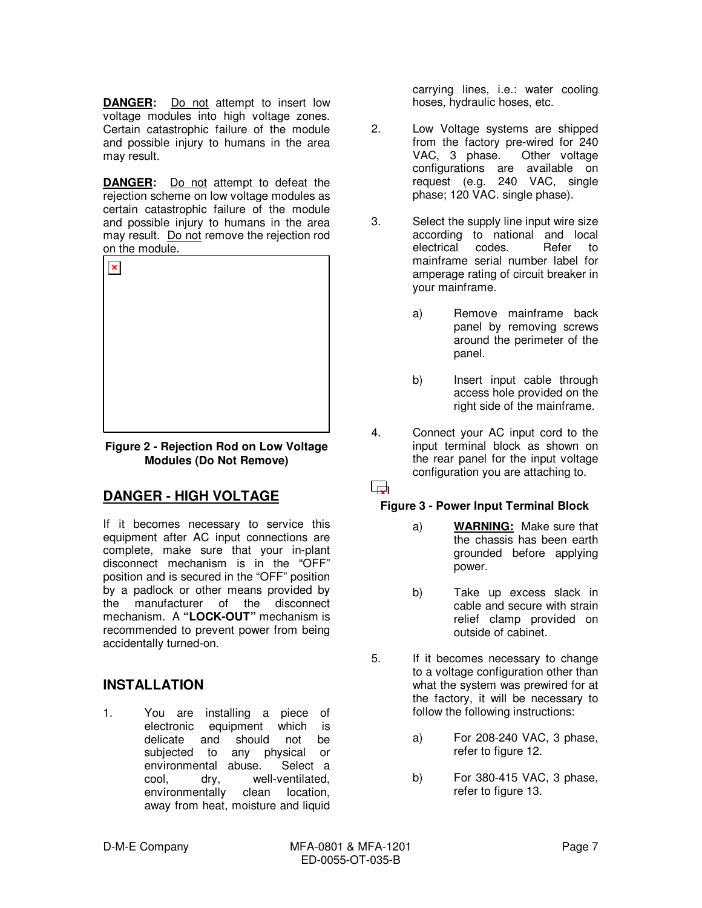**DANGER:** Do not attempt to insert low voltage modules into high voltage zones. Certain catastrophic failure of the module and possible injury to humans in the area may result.

**DANGER:** Do not attempt to defeat the rejection scheme on low voltage modules as certain catastrophic failure of the module and possible injury to humans in the area may result. Do not remove the rejection rod on the module.

**Figure 2 - Rejection Rod on Low Voltage Modules (Do Not Remove)**

## DANGER - HIGH VOLTAGE

If it becomes necessary to service this equipment after AC input connections are complete, make sure that your in-plant disconnect mechanism is in the "OFF" position and is secured in the "OFF" position by a padlock or other means provided by the manufacturer of the disconnect mechanism. A **"LOCK-OUT"** mechanism is recommended to prevent power from being accidentally turned-on.

## INSTALLATION

1. You are installing a piece of electronic equipment which is delicate and should not be subjected to any physical or environmental abuse. Select a cool, dry, well-ventilated, environmentally clean location, away from heat, moisture and liquid carrying lines, i.e.: water cooling hoses, hydraulic hoses, etc.

2. Low Voltage systems are shipped from the factory pre-wired for 240 VAC, 3 phase. Other voltage configurations are available on request (e.g. 240 VAC, single phase; 120 VAC. single phase).

3. Select the supply line input wire size according to national and local electrical codes. Refer to mainframe serial number label for amperage rating of circuit breaker in your mainframe.

   a) Remove mainframe back panel by removing screws around the perimeter of the panel.

   b) Insert input cable through access hole provided on the right side of the mainframe.

4. Connect your AC input cord to the input terminal block as shown on the rear panel for the input voltage configuration you are attaching to.

**Figure 3 - Power Input Terminal Block**

   a) **WARNING:** Make sure that the chassis has been earth grounded before applying power.

   b) Take up excess slack in cable and secure with strain relief clamp provided on outside of cabinet.

5. If it becomes necessary to change to a voltage configuration other than what the system was prewired for at the factory, it will be necessary to follow the following instructions:

   a) For 208-240 VAC, 3 phase, refer to figure 12.

   b) For 380-415 VAC, 3 phase, refer to figure 13.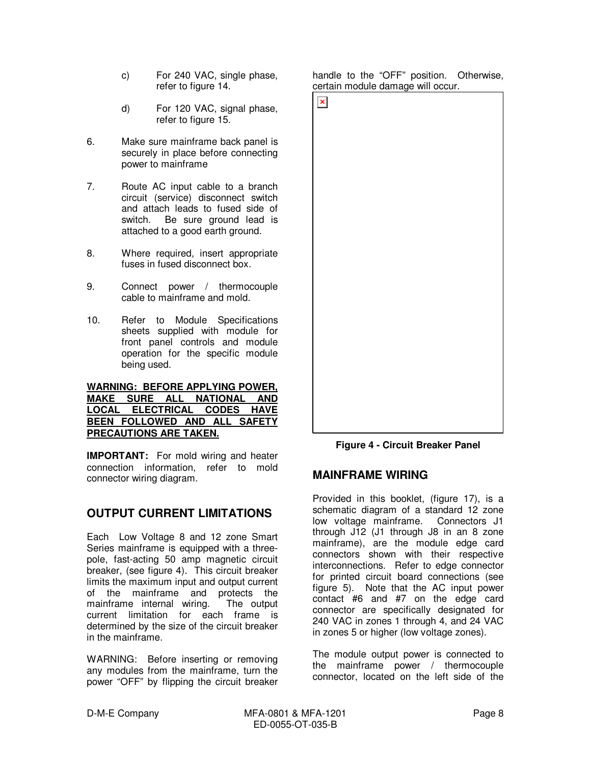c) For 240 VAC, single phase, refer to figure 14.

d) For 120 VAC, signal phase, refer to figure 15.

6. Make sure mainframe back panel is securely in place before connecting power to mainframe

7. Route AC input cable to a branch circuit (service) disconnect switch and attach leads to fused side of switch. Be sure ground lead is attached to a good earth ground.

8. Where required, insert appropriate fuses in fused disconnect box.

9. Connect power / thermocouple cable to mainframe and mold.

10. Refer to Module Specifications sheets supplied with module for front panel controls and module operation for the specific module being used.

**<u>WARNING: BEFORE APPLYING POWER, MAKE SURE ALL NATIONAL AND LOCAL ELECTRICAL CODES HAVE BEEN FOLLOWED AND ALL SAFETY PRECAUTIONS ARE TAKEN.</u>**

**IMPORTANT:** For mold wiring and heater connection information, refer to mold connector wiring diagram.

## OUTPUT CURRENT LIMITATIONS

Each Low Voltage 8 and 12 zone Smart Series mainframe is equipped with a three-pole, fast-acting 50 amp magnetic circuit breaker, (see figure 4). This circuit breaker limits the maximum input and output current of the mainframe and protects the mainframe internal wiring. The output current limitation for each frame is determined by the size of the circuit breaker in the mainframe.

WARNING: Before inserting or removing any modules from the mainframe, turn the power "OFF" by flipping the circuit breaker handle to the "OFF" position. Otherwise, certain module damage will occur.

**Figure 4 - Circuit Breaker Panel**

## MAINFRAME WIRING

Provided in this booklet, (figure 17), is a schematic diagram of a standard 12 zone low voltage mainframe. Connectors J1 through J12 (J1 through J8 in an 8 zone mainframe), are the module edge card connectors shown with their respective interconnections. Refer to edge connector for printed circuit board connections (see figure 5). Note that the AC input power contact #6 and #7 on the edge card connector are specifically designated for 240 VAC in zones 1 through 4, and 24 VAC in zones 5 or higher (low voltage zones).

The module output power is connected to the mainframe power / thermocouple connector, located on the left side of the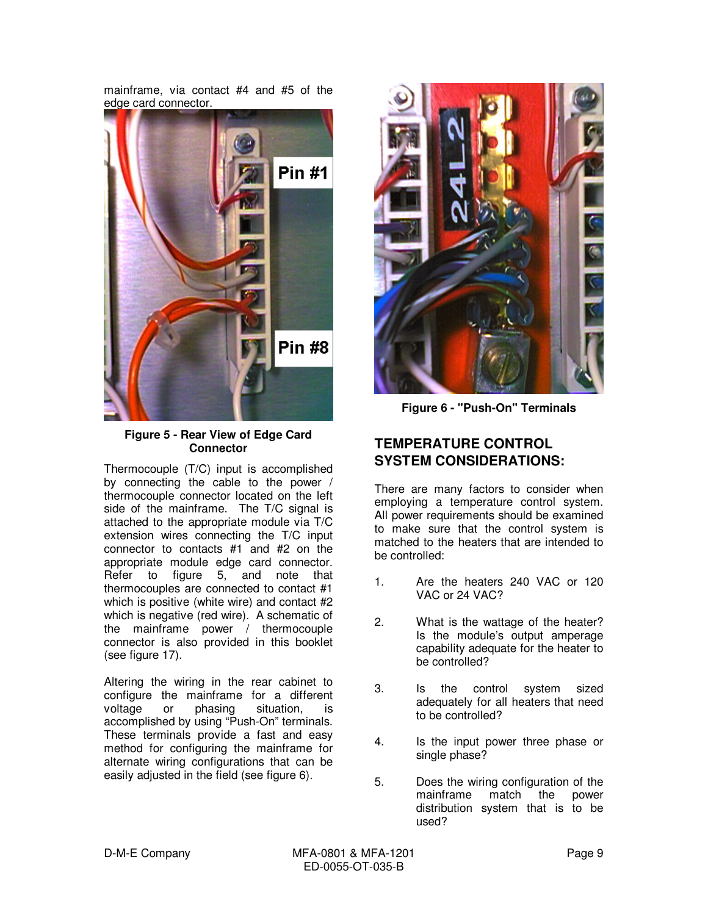mainframe, via contact #4 and #5 of the edge card connector.

**Figure 5 - Rear View of Edge Card Connector**

Thermocouple (T/C) input is accomplished by connecting the cable to the power / thermocouple connector located on the left side of the mainframe. The T/C signal is attached to the appropriate module via T/C extension wires connecting the T/C input connector to contacts #1 and #2 on the appropriate module edge card connector. Refer to figure 5, and note that thermocouples are connected to contact #1 which is positive (white wire) and contact #2 which is negative (red wire). A schematic of the mainframe power / thermocouple connector is also provided in this booklet (see figure 17).

Altering the wiring in the rear cabinet to configure the mainframe for a different voltage or phasing situation, is accomplished by using "Push-On" terminals. These terminals provide a fast and easy method for configuring the mainframe for alternate wiring configurations that can be easily adjusted in the field (see figure 6).

**Figure 6 - "Push-On" Terminals**

## TEMPERATURE CONTROL SYSTEM CONSIDERATIONS:

There are many factors to consider when employing a temperature control system. All power requirements should be examined to make sure that the control system is matched to the heaters that are intended to be controlled:

1. Are the heaters 240 VAC or 120 VAC or 24 VAC?
2. What is the wattage of the heater? Is the module's output amperage capability adequate for the heater to be controlled?
3. Is the control system sized adequately for all heaters that need to be controlled?
4. Is the input power three phase or single phase?
5. Does the wiring configuration of the mainframe match the power distribution system that is to be used?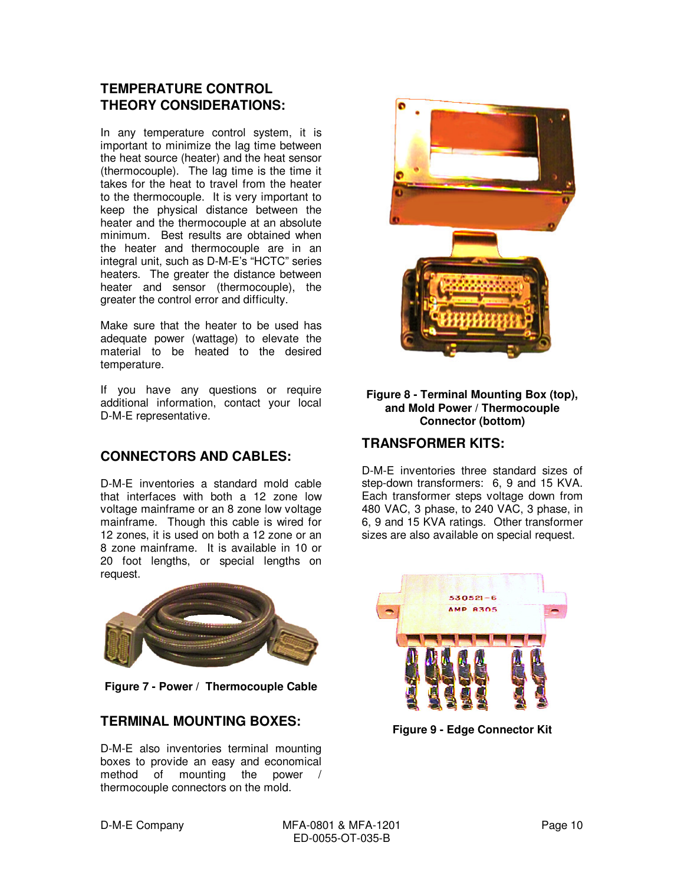## TEMPERATURE CONTROL THEORY CONSIDERATIONS:

In any temperature control system, it is important to minimize the lag time between the heat source (heater) and the heat sensor (thermocouple). The lag time is the time it takes for the heat to travel from the heater to the thermocouple. It is very important to keep the physical distance between the heater and the thermocouple at an absolute minimum. Best results are obtained when the heater and thermocouple are in an integral unit, such as D-M-E's "HCTC" series heaters. The greater the distance between heater and sensor (thermocouple), the greater the control error and difficulty.

Make sure that the heater to be used has adequate power (wattage) to elevate the material to be heated to the desired temperature.

If you have any questions or require additional information, contact your local D-M-E representative.

## CONNECTORS AND CABLES:

D-M-E inventories a standard mold cable that interfaces with both a 12 zone low voltage mainframe or an 8 zone low voltage mainframe. Though this cable is wired for 12 zones, it is used on both a 12 zone or an 8 zone mainframe. It is available in 10 or 20 foot lengths, or special lengths on request.

**Figure 7 - Power / Thermocouple Cable**

## TERMINAL MOUNTING BOXES:

D-M-E also inventories terminal mounting boxes to provide an easy and economical method of mounting the power / thermocouple connectors on the mold.

**Figure 8 - Terminal Mounting Box (top), and Mold Power / Thermocouple Connector (bottom)**

## TRANSFORMER KITS:

D-M-E inventories three standard sizes of step-down transformers: 6, 9 and 15 KVA. Each transformer steps voltage down from 480 VAC, 3 phase, to 240 VAC, 3 phase, in 6, 9 and 15 KVA ratings. Other transformer sizes are also available on special request.

**Figure 9 - Edge Connector Kit**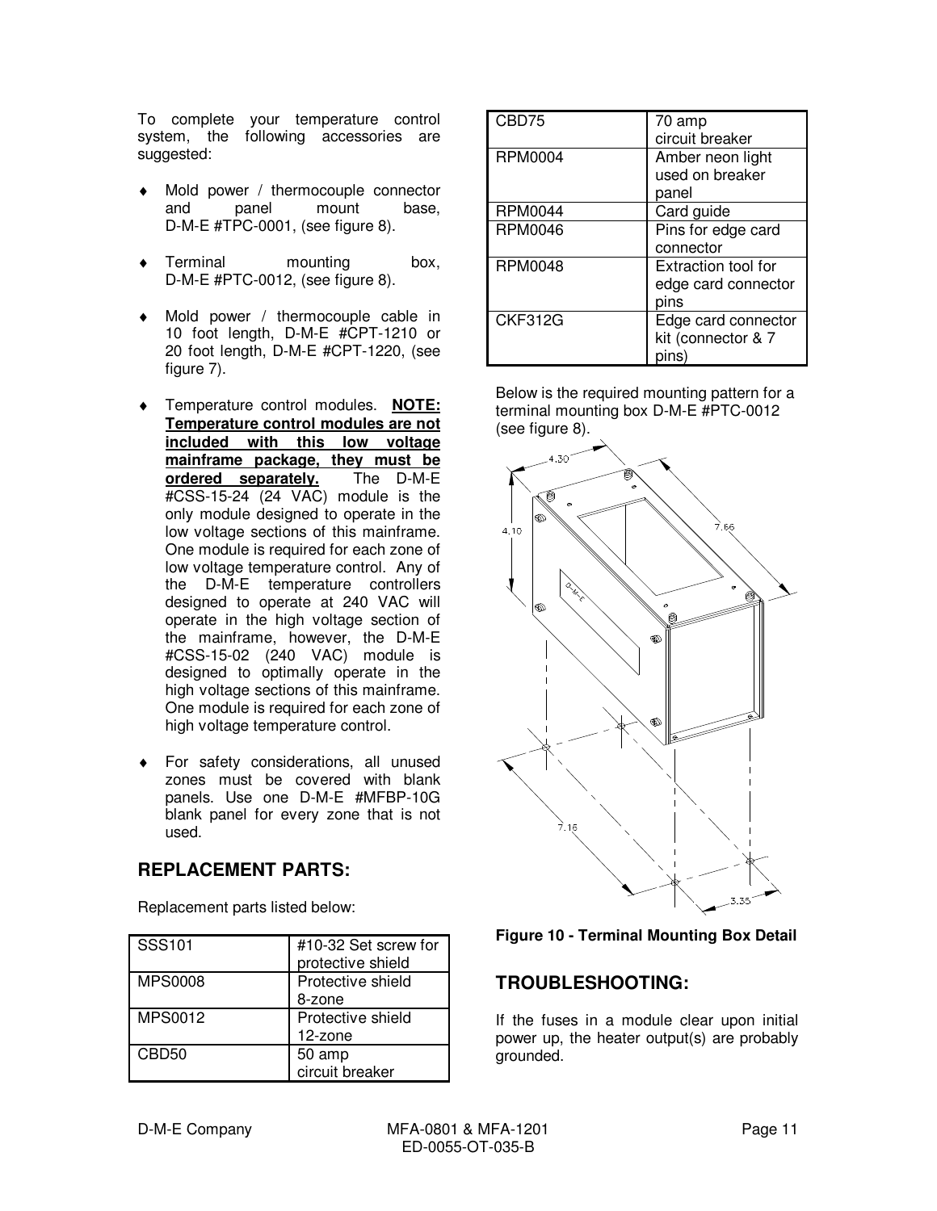To complete your temperature control system, the following accessories are suggested:

- Mold power / thermocouple connector and panel mount base, D-M-E #TPC-0001, (see figure 8).
- Terminal mounting box, D-M-E #PTC-0012, (see figure 8).
- Mold power / thermocouple cable in 10 foot length, D-M-E #CPT-1210 or 20 foot length, D-M-E #CPT-1220, (see figure 7).
- Temperature control modules. **NOTE: Temperature control modules are not included with this low voltage mainframe package, they must be ordered separately.** The D-M-E #CSS-15-24 (24 VAC) module is the only module designed to operate in the low voltage sections of this mainframe. One module is required for each zone of low voltage temperature control. Any of the D-M-E temperature controllers designed to operate at 240 VAC will operate in the high voltage section of the mainframe, however, the D-M-E #CSS-15-02 (240 VAC) module is designed to optimally operate in the high voltage sections of this mainframe. One module is required for each zone of high voltage temperature control.
- For safety considerations, all unused zones must be covered with blank panels. Use one D-M-E #MFBP-10G blank panel for every zone that is not used.

## REPLACEMENT PARTS:

Replacement parts listed below:

| | |
|---|---|
| SSS101 | #10-32 Set screw for protective shield |
| MPS0008 | Protective shield 8-zone |
| MPS0012 | Protective shield 12-zone |
| CBD50 | 50 amp circuit breaker |
| CBD75 | 70 amp circuit breaker |
| RPM0004 | Amber neon light used on breaker panel |
| RPM0044 | Card guide |
| RPM0046 | Pins for edge card connector |
| RPM0048 | Extraction tool for edge card connector pins |
| CKF312G | Edge card connector kit (connector & 7 pins) |

Below is the required mounting pattern for a terminal mounting box D-M-E #PTC-0012 (see figure 8).

**Figure 10 - Terminal Mounting Box Detail**

## TROUBLESHOOTING:

If the fuses in a module clear upon initial power up, the heater output(s) are probably grounded.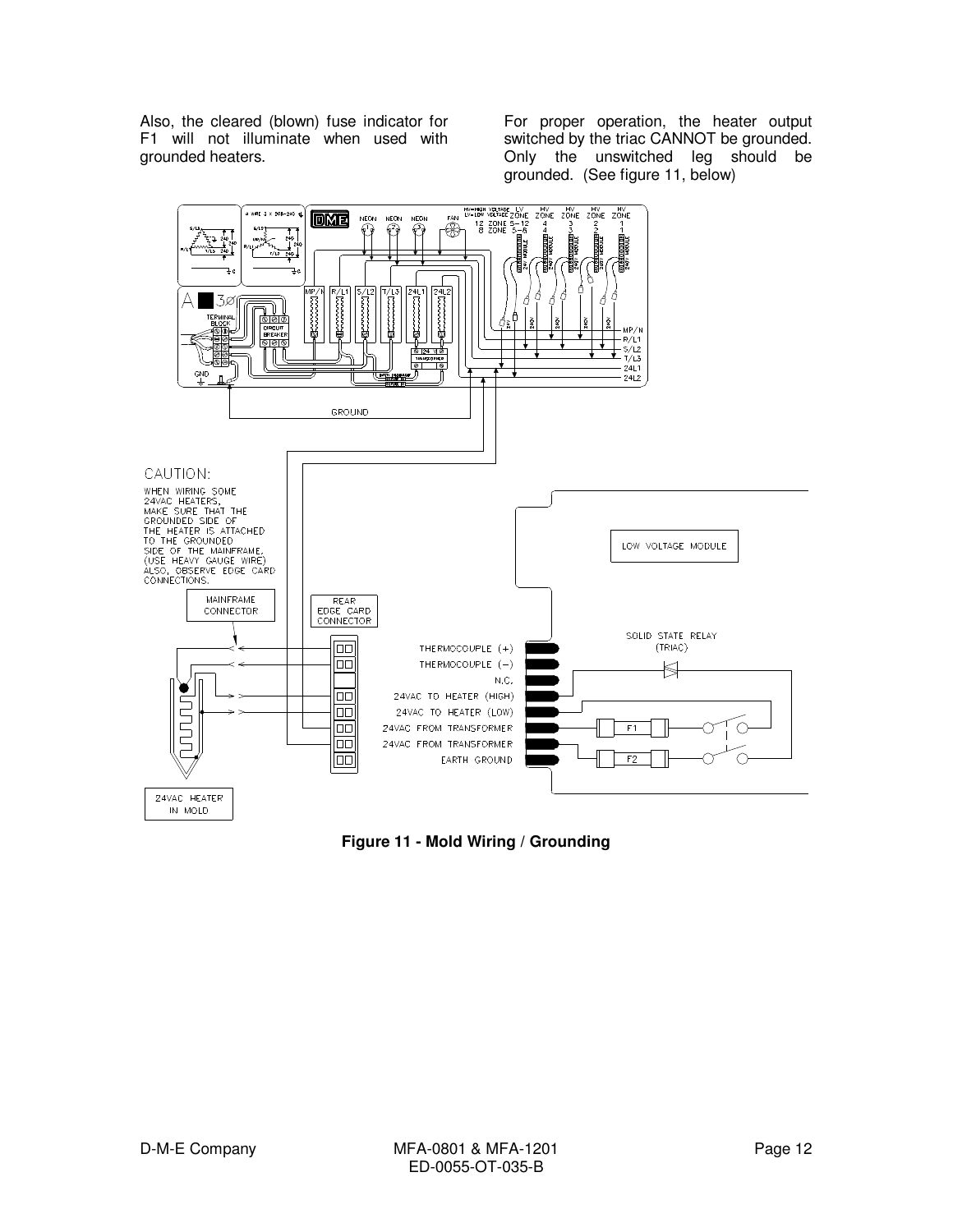Also, the cleared (blown) fuse indicator for F1 will not illuminate when used with grounded heaters.

For proper operation, the heater output switched by the triac CANNOT be grounded. Only the unswitched leg should be grounded. (See figure 11, below)

**Figure 11 - Mold Wiring / Grounding**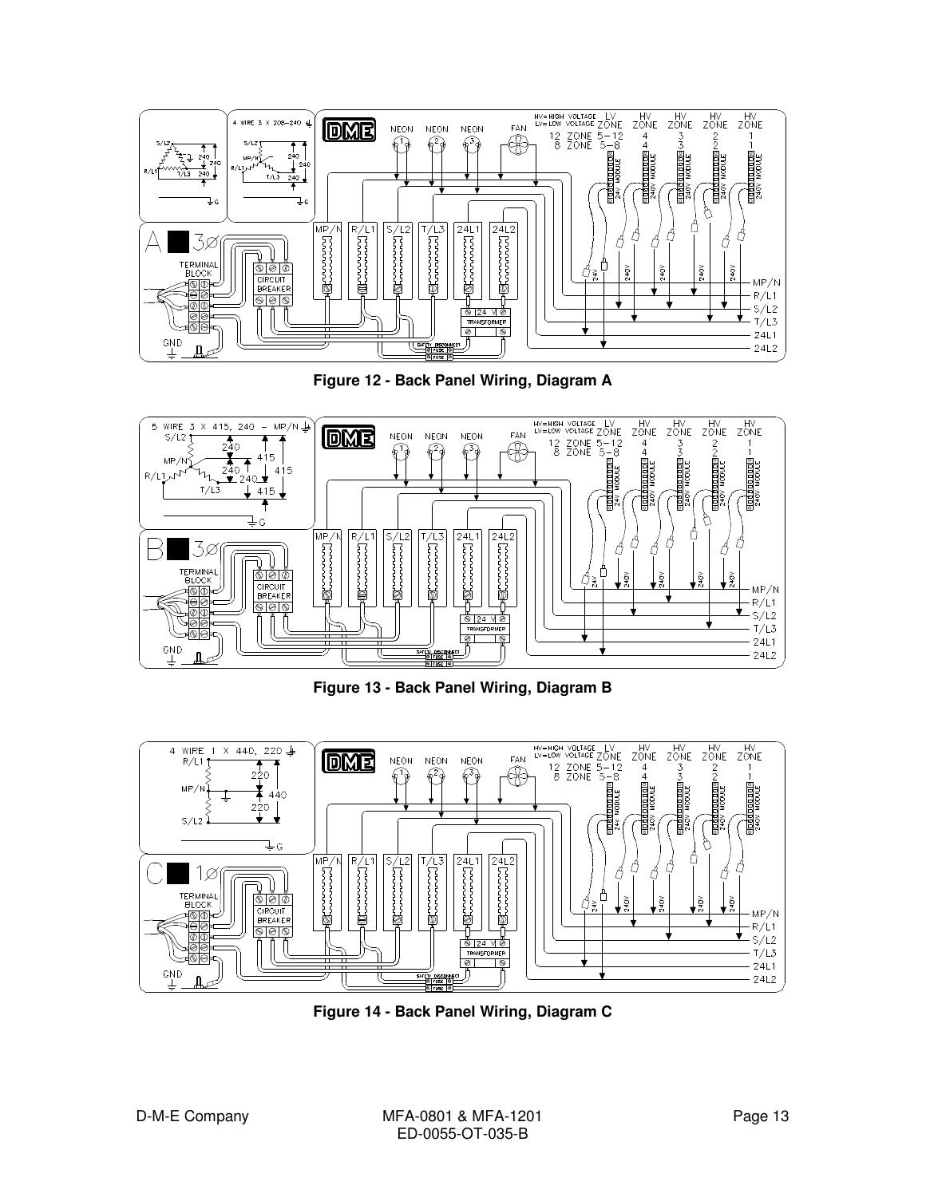Figure 12 - Back Panel Wiring, Diagram A

Figure 13 - Back Panel Wiring, Diagram B

Figure 14 - Back Panel Wiring, Diagram C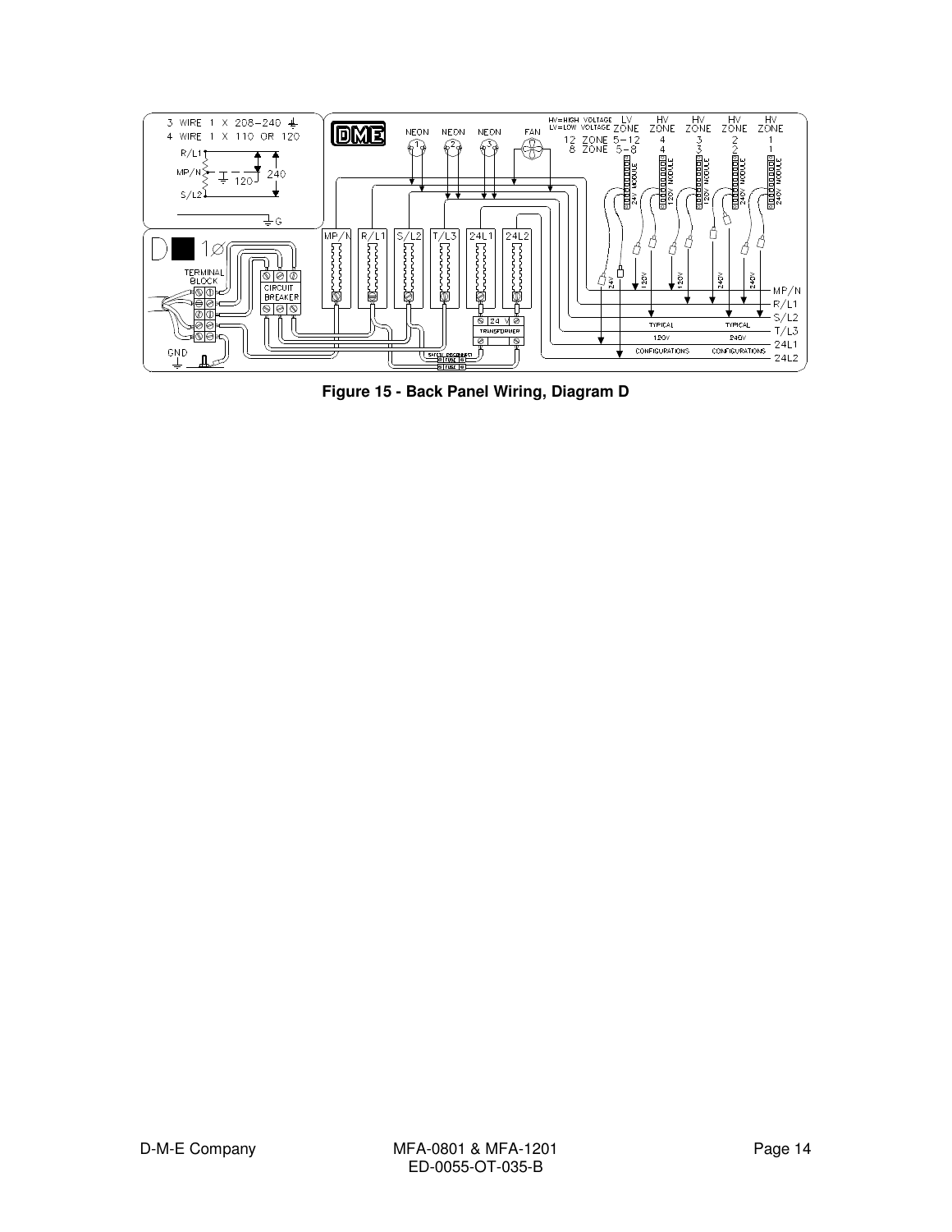**Figure 15 - Back Panel Wiring, Diagram D**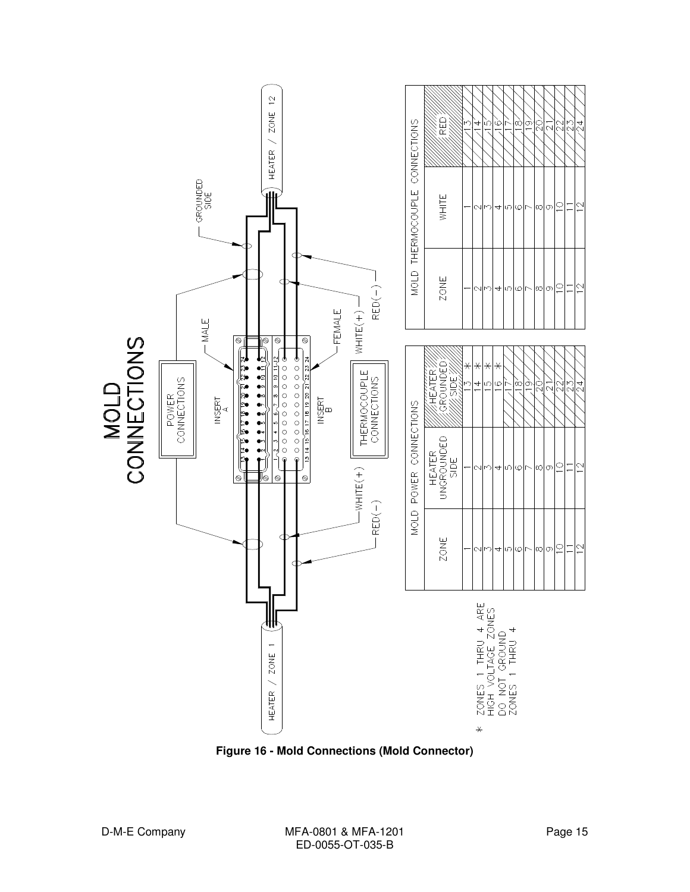# MOLD CONNECTIONS

POWER CONNECTIONS

INSERT A

MALE

INSERT B

FEMALE

THERMOCOUPLE CONNECTIONS

HEATER / ZONE 1

HEATER / ZONE 12

GROUNDED SIDE

WHITE(+)

RED(-)

| MOLD POWER CONNECTIONS | | |
|---|---|---|
| ZONE | HEATER UNGROUNDED SIDE | HEATER GROUNDED SIDE |
| 1 | 1 | 13 * |
| 2 | 2 | 14 * |
| 3 | 3 | 15 * |
| 4 | 4 | 16 * |
| 5 | 5 | 17 |
| 6 | 6 | 18 |
| 7 | 7 | 19 |
| 8 | 8 | 20 |
| 9 | 9 | 21 |
| 10 | 10 | 22 |
| 11 | 11 | 23 |
| 12 | 12 | 24 |

| MOLD THERMOCOUPLE CONNECTIONS | | |
|---|---|---|
| ZONE | WHITE | RED |
| 1 | 1 | 13 |
| 2 | 2 | 14 |
| 3 | 3 | 15 |
| 4 | 4 | 16 |
| 5 | 5 | 17 |
| 6 | 6 | 18 |
| 7 | 7 | 19 |
| 8 | 8 | 20 |
| 9 | 9 | 21 |
| 10 | 10 | 22 |
| 11 | 11 | 23 |
| 12 | 12 | 24 |

* ZONES 1 THRU 4 ARE HIGH VOLTAGE ZONES DO NOT GROUND ZONES 1 THRU 4

**Figure 16 - Mold Connections (Mold Connector)**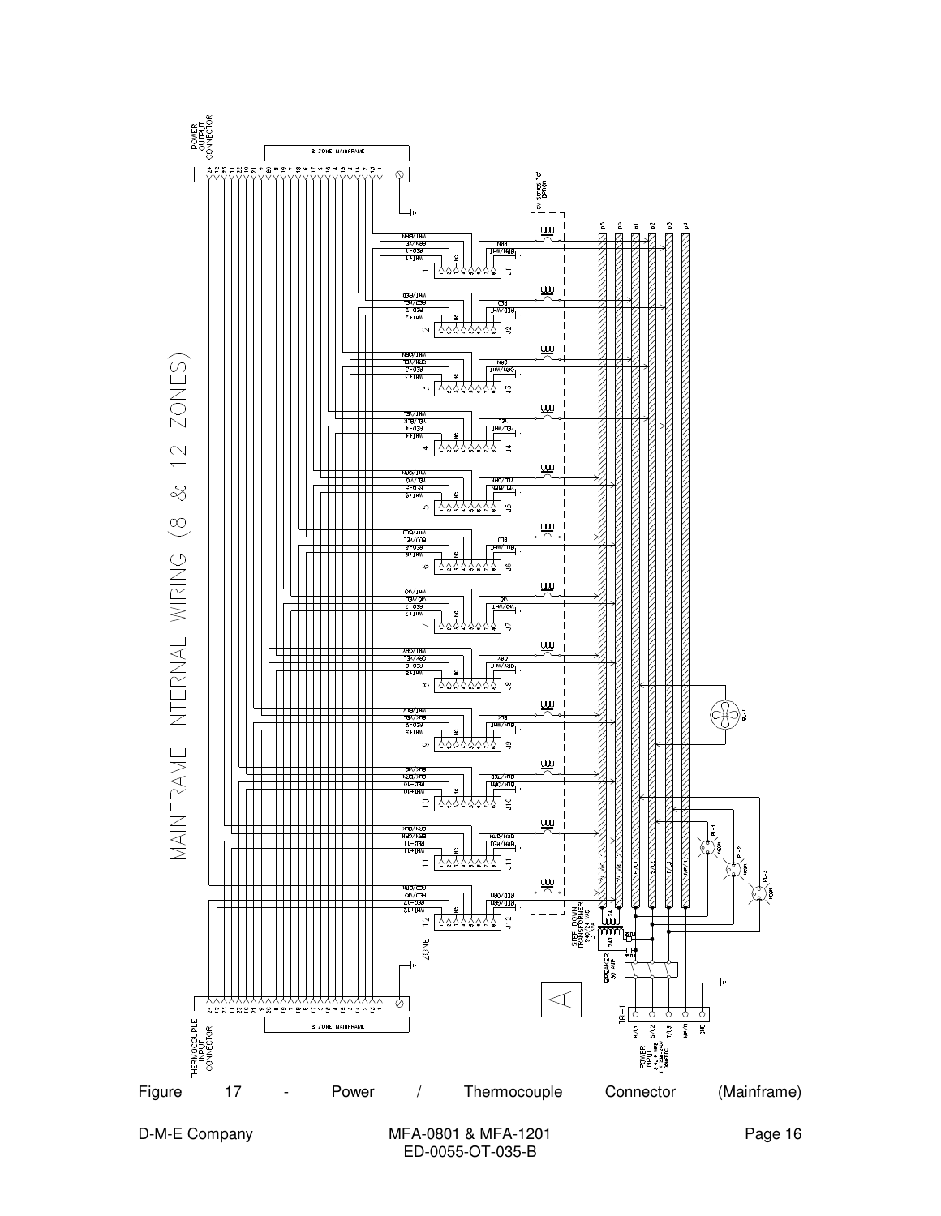Figure 17 - Power / Thermocouple Connector (Mainframe)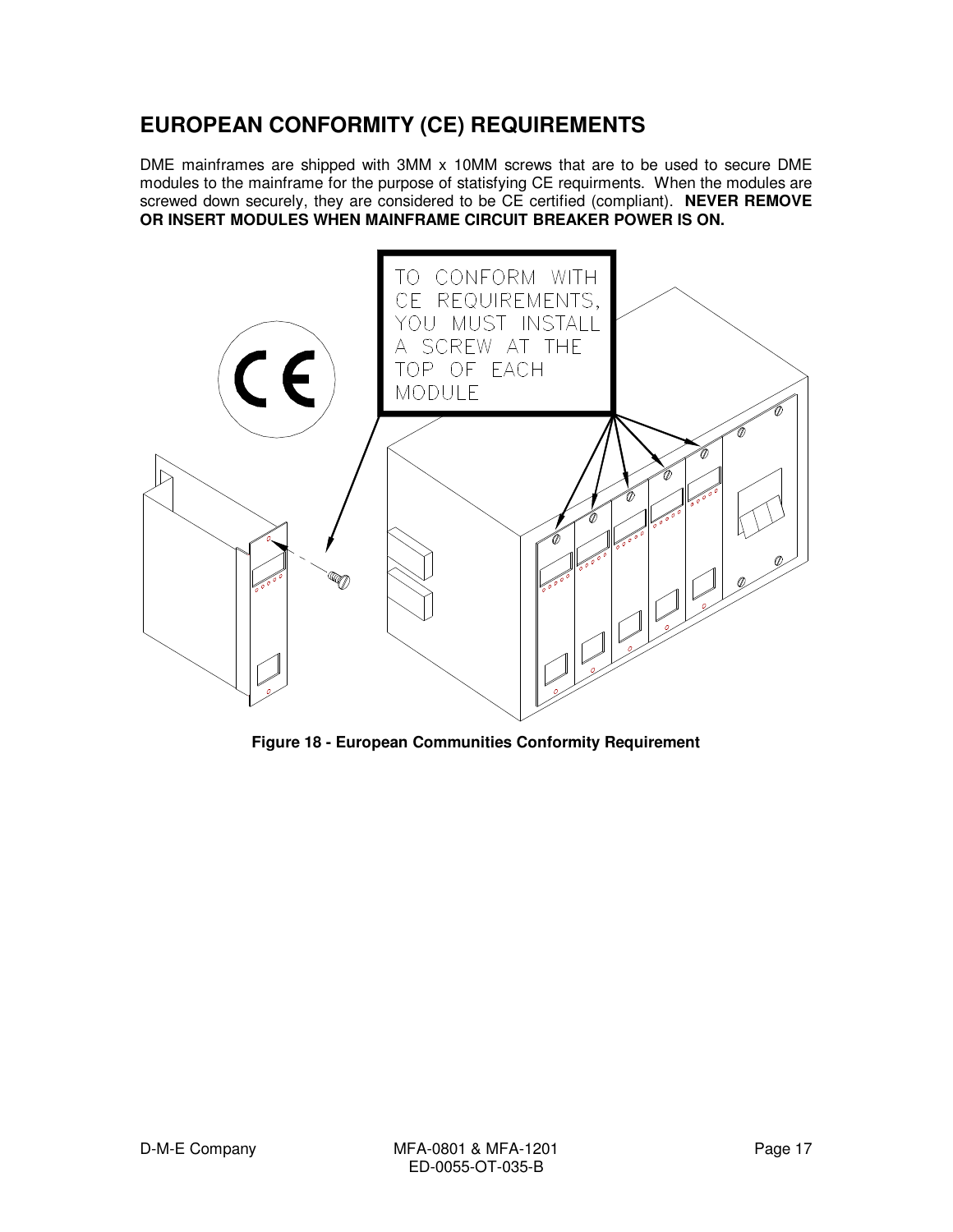# EUROPEAN CONFORMITY (CE) REQUIREMENTS

DME mainframes are shipped with 3MM x 10MM screws that are to be used to secure DME modules to the mainframe for the purpose of statisfying CE requirments. When the modules are screwed down securely, they are considered to be CE certified (compliant). **NEVER REMOVE OR INSERT MODULES WHEN MAINFRAME CIRCUIT BREAKER POWER IS ON.**

TO CONFORM WITH CE REQUIREMENTS, YOU MUST INSTALL A SCREW AT THE TOP OF EACH MODULE

**Figure 18 - European Communities Conformity Requirement**